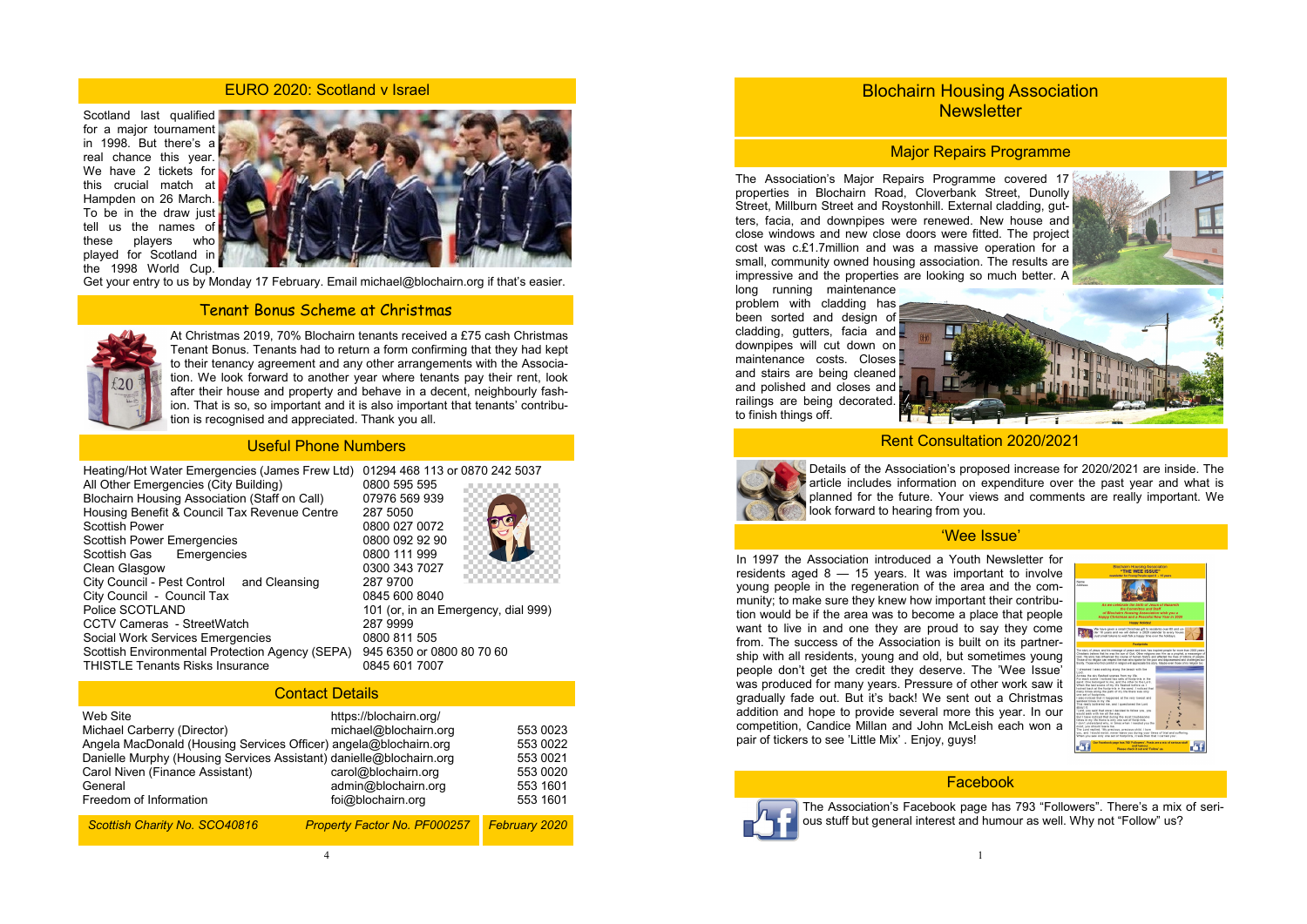# Blochairn Housing Association Newsletter

## Major Repairs Programme

The Association's Major Repairs Programme covered 17 properties in Blochairn Road, Cloverbank Street, Dunolly Street, Millburn Street and Roystonhill. External cladding, gutters, facia, and downpipes were renewed. New house and close windows and new close doors were fitted. The project cost was c.£1.7million and was a massive operation for a small, community owned housing association. The results are impressive and the properties are looking so much better. A long running maintenance problem with cladding has been sorted and design of cladding, gutters, facia and downpipes will cut down on maintenance costs. Closes and stairs are being cleaned and polished and closes and railings are being decorated. to finish things off.

## Rent Consultation 2020/2021

Details of the Association's proposed increase for 2020/2021 are inside. The article includes information on expenditure over the past year and what is planned for the future. Your views and comments are really important. We look forward to hearing from you.

## 'Wee Issue'

In 1997 the Association introduced a Youth Newsletter for residents aged 8 — 15 years. It was important to involve young people in the regeneration of the area and the community; to make sure they knew how important their contribution would be if the area was to become a place that people want to live in and one they are proud to say they come from. The success of the Association is built on its partnership with all residents, young and old, but sometimes young people don't get the credit they deserve. The 'Wee Issue' was produced for many years. Pressure of other work saw it gradually fade out. But it's back! We sent out a Christmas addition and hope to provide several more this year. In our competition, Candice Millan and John McLeish each won a pair of tickers to see 'Little Mix' . Enjoy, guys!

## Facebook

The Association's Facebook page has 793 "Followers". There's a mix of serious stuff but general interest and humour as well. Why not "Follow" us?

## EURO 2020: Scotland v Israel

Scotland last qualified for a major tournament in 1998. But there's a real chance this year. We have 2 tickets for this crucial match at Hampden on 26 March. To be in the draw just tell us the names of these players who played for Scotland in the 1998 World Cup. Get your entry to us by Monday 17 February. Email michael@blochairn.org if that's easier.

## Tenant Bonus Scheme at Christmas

At Christmas 2019, 70% Blochairn tenants received a £75 cash Christmas Tenant Bonus. Tenants had to return a form confirming that they had kept to their tenancy agreement and any other arrangements with the Association. We look forward to another year where tenants pay their rent, look after their house and property and behave in a decent, neighbourly fashion. That is so, so important and it is also important that tenants' contribution is recognised and appreciated. Thank you all.

## Useful Phone Numbers

| Service | Number |
|---|---|
| Heating/Hot Water Emergencies (James Frew Ltd) | 01294 468 113 or 0870 242 5037 |
| All Other Emergencies (City Building) | 0800 595 595 |
| Blochairn Housing Association (Staff on Call) | 07976 569 939 |
| Housing Benefit & Council Tax Revenue Centre | 287 5050 |
| Scottish Power | 0800 027 0072 |
| Scottish Power Emergencies | 0800 092 92 90 |
| Scottish Gas Emergencies | 0800 111 999 |
| Clean Glasgow | 0300 343 7027 |
| City Council - Pest Control and Cleansing | 287 9700 |
| City Council - Council Tax | 0845 600 8040 |
| Police SCOTLAND | 101 (or, in an Emergency, dial 999) |
| CCTV Cameras - StreetWatch | 287 9999 |
| Social Work Services Emergencies | 0800 811 505 |
| Scottish Environmental Protection Agency (SEPA) | 945 6350 or 0800 80 70 60 |
| THISTLE Tenants Risks Insurance | 0845 601 7007 |

## Contact Details

| | | |
|---|---|---|
| Web Site | https://blochairn.org/ | |
| Michael Carberry (Director) | michael@blochairn.org | 553 0023 |
| Angela MacDonald (Housing Services Officer) | angela@blochairn.org | 553 0022 |
| Danielle Murphy (Housing Services Assistant) | danielle@blochairn.org | 553 0021 |
| Carol Niven (Finance Assistant) | carol@blochairn.org | 553 0020 |
| General | admin@blochairn.org | 553 1601 |
| Freedom of Information | foi@blochairn.org | 553 1601 |

*Scottish Charity No. SCO40816* *Property Factor No. PF000257* *February 2020*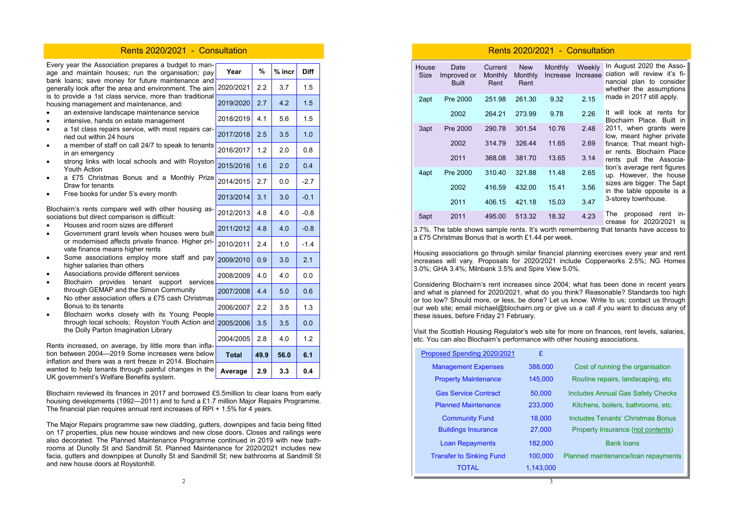## Rents 2020/2021 - Consultation

Every year the Association prepares a budget to manage and maintain houses; run the organisation; pay bank loans; save money for future maintenance and generally look after the area and environment. The aim is to provide a 1st class service, more than traditional housing management and maintenance, and:

- an extensive landscape maintenance service
- intensive, hands on estate management
- a 1st class repairs service, with most repairs carried out within 24 hours
- a member of staff on call 24/7 to speak to tenants in an emergency
- strong links with local schools and with Royston Youth Action
- a £75 Christmas Bonus and a Monthly Prize Draw for tenants
- Free books for under 5's every month

Blochairn's rents compare well with other housing associations but direct comparison is difficult:

- Houses and room sizes are different
- Government grant levels when houses were built or modernised affects private finance. Higher private finance means higher rents
- Some associations employ more staff and pay higher salaries than others
- Associations provide different services
- Blochairn provides tenant support services through GEMAP and the Simon Community
- No other association offers a £75 cash Christmas Bonus to its tenants
- Blochairn works closely with its Young People through local schools; Royston Youth Action and the Dolly Parton Imagination Library

Rents increased, on average, by little more than inflation between 2004—2019 Some increases were below inflation and there was a rent freeze in 2014. Blochairn wanted to help tenants through painful changes in the UK government's Welfare Benefits system.

| Year | % | % incr | Diff |
|---|---|---|---|
| 2020/2021 | 2.2 | 3.7 | 1.5 |
| 2019/2020 | 2.7 | 4.2 | 1.5 |
| 2018/2019 | 4.1 | 5.6 | 1.5 |
| 2017/2018 | 2.5 | 3.5 | 1.0 |
| 2016/2017 | 1.2 | 2.0 | 0.8 |
| 2015/2016 | 1.6 | 2.0 | 0.4 |
| 2014/2015 | 2.7 | 0.0 | -2.7 |
| 2013/2014 | 3.1 | 3.0 | -0.1 |
| 2012/2013 | 4.8 | 4.0 | -0.8 |
| 2011/2012 | 4.8 | 4.0 | -0.8 |
| 2010/2011 | 2.4 | 1.0 | -1.4 |
| 2009/2010 | 0.9 | 3.0 | 2.1 |
| 2008/2009 | 4.0 | 4.0 | 0.0 |
| 2007/2008 | 4.4 | 5.0 | 0.6 |
| 2006/2007 | 2.2 | 3.5 | 1.3 |
| 2005/2006 | 3.5 | 3.5 | 0.0 |
| 2004/2005 | 2.8 | 4.0 | 1.2 |
| **Total** | **49.9** | **56.0** | **6.1** |
| **Average** | **2.9** | **3.3** | **0.4** |

Blochairn reviewed its finances in 2017 and borrowed £5.5million to clear loans from early housing developments (1992—2011) and to fund a £1.7 million Major Repairs Programme. The financial plan requires annual rent increases of RPI + 1.5% for 4 years.

The Major Repairs programme saw new cladding, gutters, downpipes and facia being fitted on 17 properties, plus new house windows and new close doors. Closes and railings were also decorated. The Planned Maintenance Programme continued in 2019 with new bathrooms at Dunolly St and Sandmill St. Planned Maintenance for 2020/2021 includes new facia, gutters and downpipes at Dunolly St and Sandmill St; new bathrooms at Sandmill St and new house doors at Roystonhill.

## Rents 2020/2021 - Consultation

| House Size | Date Improved or Built | Current Monthly Rent | New Monthly Rent | Monthly Increase | Weekly Increase |
|---|---|---|---|---|---|
| 2apt | Pre 2000 | 251.98 | 261.30 | 9.32 | 2.15 |
| | 2002 | 264.21 | 273.99 | 9.78 | 2.26 |
| 3apt | Pre 2000 | 290.78 | 301.54 | 10.76 | 2.48 |
| | 2002 | 314.79 | 326.44 | 11.65 | 2.69 |
| | 2011 | 368.08 | 381.70 | 13.65 | 3.14 |
| 4apt | Pre 2000 | 310.40 | 321.88 | 11.48 | 2.65 |
| | 2002 | 416.59 | 432.00 | 15.41 | 3.56 |
| | 2011 | 406.15 | 421.18 | 15.03 | 3.47 |
| 5apt | 2011 | 495.00 | 513.32 | 18.32 | 4.23 |

In August 2020 the Association will review it's financial plan to consider whether the assumptions made in 2017 still apply.

It will look at rents for Blochairn Place. Built in 2011, when grants were low, meant higher private finance. That meant higher rents. Blochairn Place rents pull the Association's average rent figures up. However, the house sizes are bigger. The 5apt in the table opposite is a 3-storey townhouse.

The proposed rent increase for 2020/2021 is 3.7%. The table shows sample rents. It's worth remembering that tenants have access to a £75 Christmas Bonus that is worth £1.44 per week.

Housing associations go through similar financial planning exercises every year and rent increases will vary. Proposals for 2020/2021 include Copperworks 2.5%; NG Homes 3.0%; GHA 3.4%; Milnbank 3.5% and Spire View 5.0%.

Considering Blochairn's rent increases since 2004; what has been done in recent years and what is planned for 2020/2021, what do you think? Reasonable? Standards too high or too low? Should more, or less, be done? Let us know. Write to us; contact us through our web site; email michael@blochairn.org or give us a call if you want to discuss any of these issues, before Friday 21 February.

Visit the Scottish Housing Regulator's web site for more on finances, rent levels, salaries, etc. You can also Blochairn's performance with other housing associations.

| Proposed Spending 2020/2021 | £ | |
|---|---|---|
| Management Expenses | 388,000 | Cost of running the organisation |
| Property Maintenance | 145,000 | Routine repairs, landscaping, etc. |
| Gas Service Contract | 50,000 | Includes Annual Gas Safety Checks |
| Planned Maintenance | 233,000 | Kitchens, boilers, bathrooms, etc. |
| Community Fund | 18,000 | Includes Tenants' Christmas Bonus |
| Buildings Insurance | 27,000 | Property Insurance (not contents) |
| Loan Repayments | 182,000 | Bank loans |
| Transfer to Sinking Fund | 100,000 | Planned maintenance/loan repayments |
| TOTAL | 1,143,000 | |